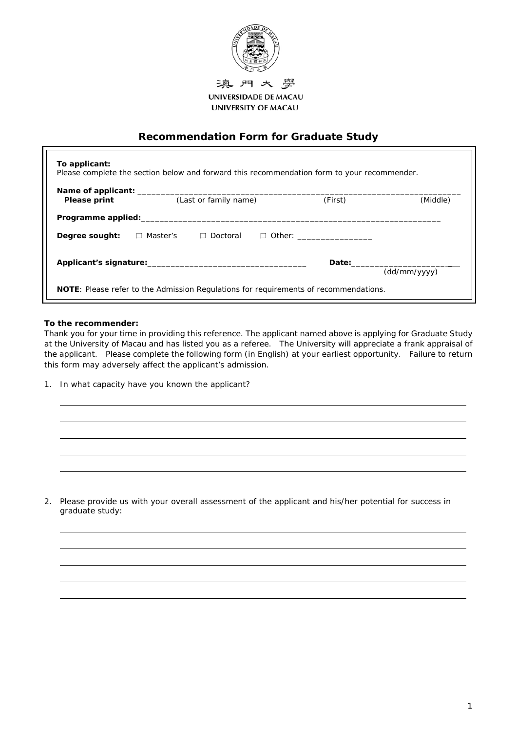澳門大學

UNIVERSIDADE DE MACAU

UNIVERSITY OF MACAU

# Recommendation Form for Graduate Study

**To applicant:**
Please complete the section below and forward this recommendation form to your recommender.

**Name of applicant:** ______________________________________________________________________

**Please print** (Last or family name) (First) (Middle)

**Programme applied:**_______________________________________________________________________

**Degree sought:** □ Master's □ Doctoral □ Other: ________________

**Applicant's signature:**___________________________________ **Date:**______________________ (dd/mm/yyyy)

**NOTE**: Please refer to the Admission Regulations for requirements of recommendations.

**To the recommender:**
Thank you for your time in providing this reference. The applicant named above is applying for Graduate Study at the University of Macau and has listed you as a referee. The University will appreciate a frank appraisal of the applicant. Please complete the following form (in English) at your earliest opportunity. Failure to return this form may adversely affect the applicant's admission.

1. In what capacity have you known the applicant?

______________________________________________________________________

______________________________________________________________________

______________________________________________________________________

______________________________________________________________________

______________________________________________________________________

2. Please provide us with your overall assessment of the applicant and his/her potential for success in graduate study:

______________________________________________________________________

______________________________________________________________________

______________________________________________________________________

______________________________________________________________________

______________________________________________________________________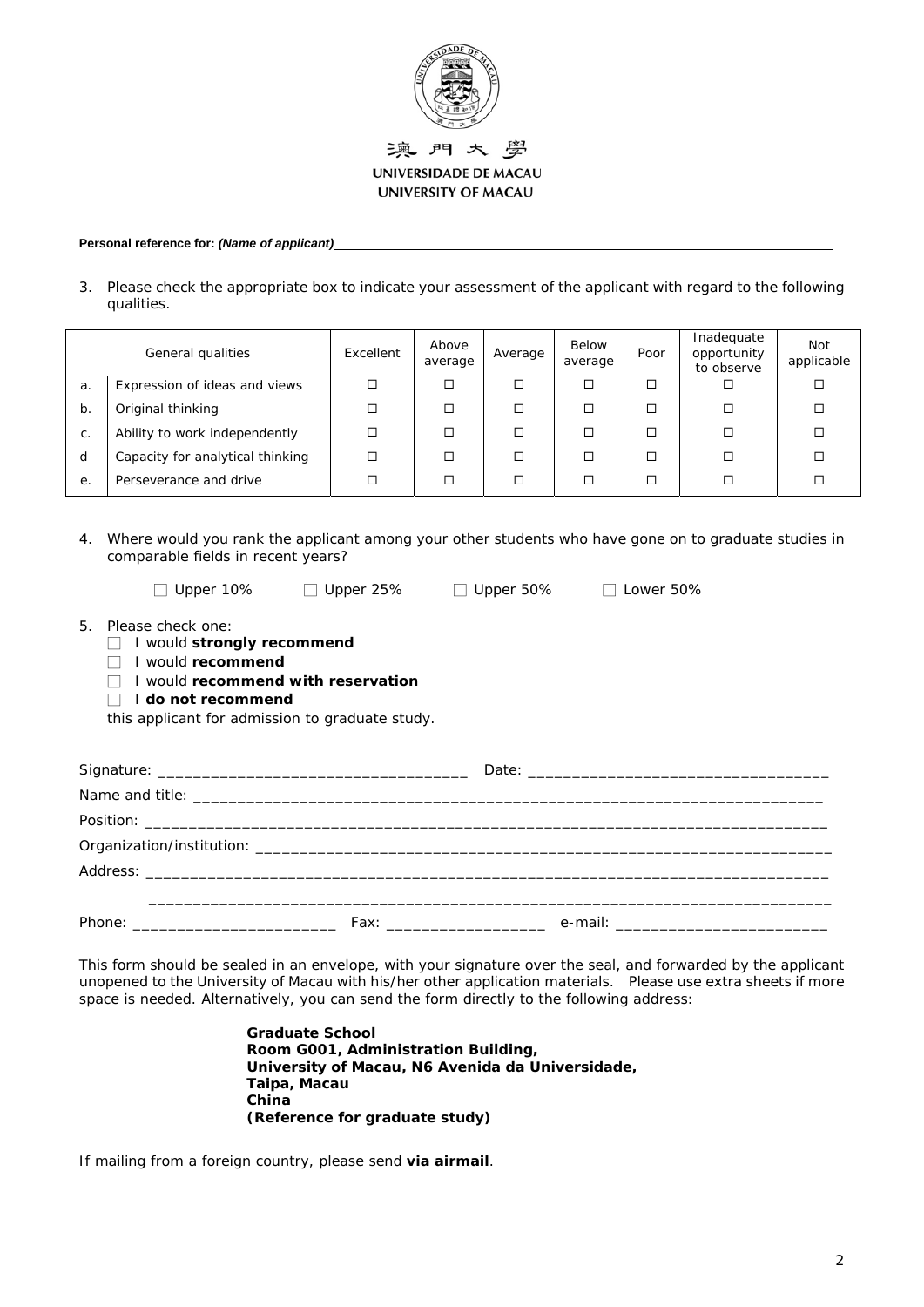澳門大學
UNIVERSIDADE DE MACAU
UNIVERSITY OF MACAU

**Personal reference for:** ***(Name of applicant)*** ________________________________________________

3. Please check the appropriate box to indicate your assessment of the applicant with regard to the following qualities.

| | General qualities | Excellent | Above average | Average | Below average | Poor | Inadequate opportunity to observe | Not applicable |
|---|---|---|---|---|---|---|---|---|
| a. | Expression of ideas and views | ☐ | ☐ | ☐ | ☐ | ☐ | ☐ | ☐ |
| b. | Original thinking | ☐ | ☐ | ☐ | ☐ | ☐ | ☐ | ☐ |
| c. | Ability to work independently | ☐ | ☐ | ☐ | ☐ | ☐ | ☐ | ☐ |
| d | Capacity for analytical thinking | ☐ | ☐ | ☐ | ☐ | ☐ | ☐ | ☐ |
| e. | Perseverance and drive | ☐ | ☐ | ☐ | ☐ | ☐ | ☐ | ☐ |

4. Where would you rank the applicant among your other students who have gone on to graduate studies in comparable fields in recent years?

   ☐ Upper 10%  ☐ Upper 25%  ☐ Upper 50%  ☐ Lower 50%

5. Please check one:
   - ☐ I would **strongly recommend**
   - ☐ I would **recommend**
   - ☐ I would **recommend with reservation**
   - ☐ I **do not recommend**

   this applicant for admission to graduate study.

Signature: ___________________________________ Date: __________________________________

Name and title: ________________________________________________________________________

Position: ______________________________________________________________________________

Organization/institution: ________________________________________________________________

Address: _______________________________________________________________________________

_______________________________________________________________________________

Phone: _______________________ Fax: _________________ e-mail: ________________________

This form should be sealed in an envelope, with your signature over the seal, and forwarded by the applicant unopened to the University of Macau with his/her other application materials. Please use extra sheets if more space is needed. Alternatively, you can send the form directly to the following address:

**Graduate School**
**Room G001, Administration Building,**
**University of Macau, N6 Avenida da Universidade,**
**Taipa, Macau**
**China**
**(Reference for graduate study)**

If mailing from a foreign country, please send **via airmail**.